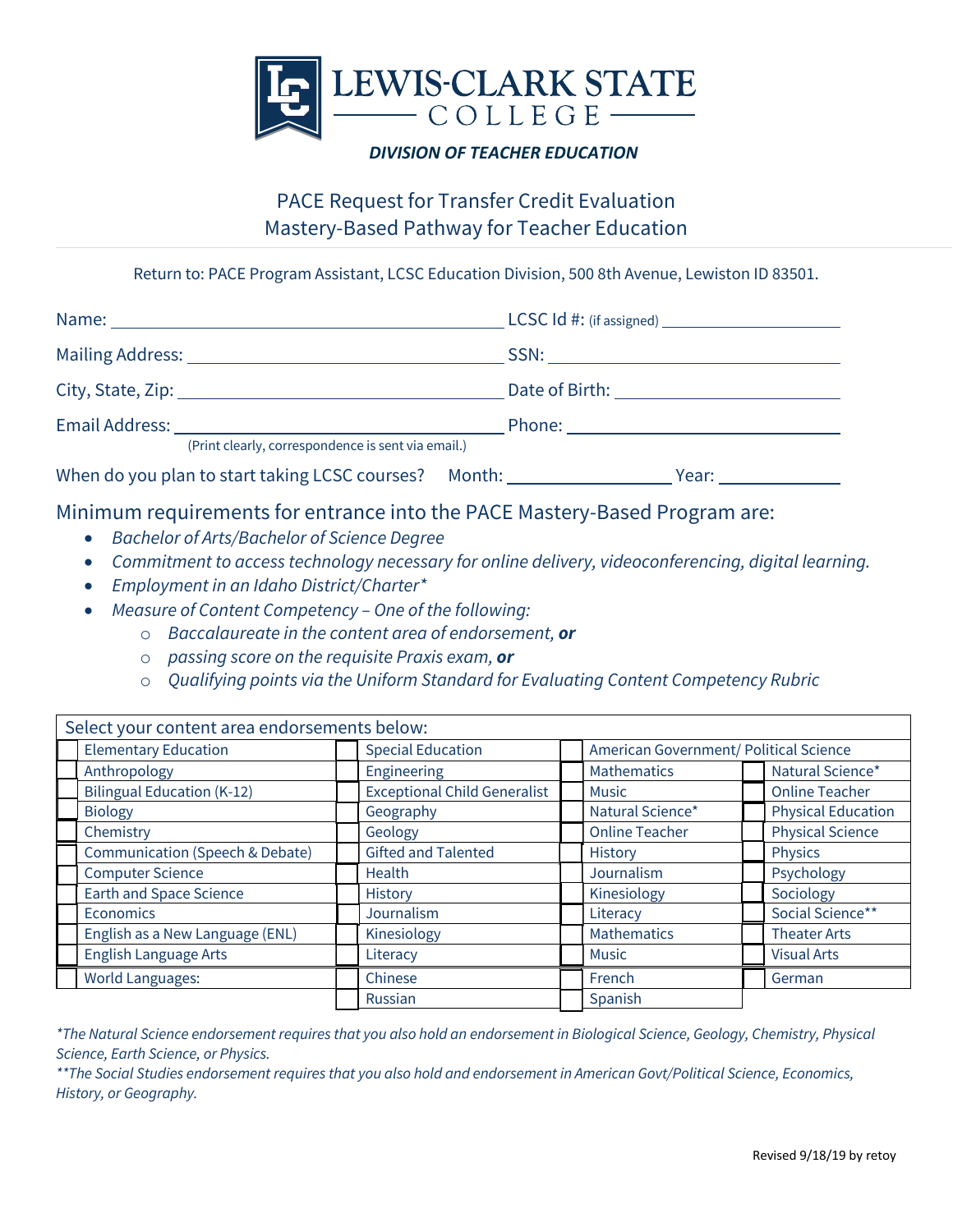# LEWIS-CLARK STATE COLLEGE

***DIVISION OF TEACHER EDUCATION***

## PACE Request for Transfer Credit Evaluation
## Mastery-Based Pathway for Teacher Education

Return to: PACE Program Assistant, LCSC Education Division, 500 8th Avenue, Lewiston ID 83501.

Name: ______________________________ LCSC Id #: (if assigned) ______________

Mailing Address: ______________________________ SSN: ______________________

City, State, Zip: ______________________________ Date of Birth: ______________

Email Address: ______________________________ Phone: ______________________
(Print clearly, correspondence is sent via email.)

When do you plan to start taking LCSC courses? Month: ____________ Year: __________

### Minimum requirements for entrance into the PACE Mastery-Based Program are:

- *Bachelor of Arts/Bachelor of Science Degree*
- *Commitment to access technology necessary for online delivery, videoconferencing, digital learning.*
- *Employment in an Idaho District/Charter**
- *Measure of Content Competency – One of the following:*
  - *Baccalaureate in the content area of endorsement, **or***
  - *passing score on the requisite Praxis exam, **or***
  - *Qualifying points via the Uniform Standard for Evaluating Content Competency Rubric*

| Select your content area endorsements below: | | | | | | | |
|---|---|---|---|---|---|---|---|
| ☐ | Elementary Education | ☐ | Special Education | ☐ | American Government/ Political Science | | |
| ☐ | Anthropology | ☐ | Engineering | ☐ | Mathematics | ☐ | Natural Science* |
| ☐ | Bilingual Education (K-12) | ☐ | Exceptional Child Generalist | ☐ | Music | ☐ | Online Teacher |
| ☐ | Biology | ☐ | Geography | ☐ | Natural Science* | ☐ | Physical Education |
| ☐ | Chemistry | ☐ | Geology | ☐ | Online Teacher | ☐ | Physical Science |
| ☐ | Communication (Speech & Debate) | ☐ | Gifted and Talented | ☐ | History | ☐ | Physics |
| ☐ | Computer Science | ☐ | Health | ☐ | Journalism | ☐ | Psychology |
| ☐ | Earth and Space Science | ☐ | History | ☐ | Kinesiology | ☐ | Sociology |
| ☐ | Economics | ☐ | Journalism | ☐ | Literacy | ☐ | Social Science** |
| ☐ | English as a New Language (ENL) | ☐ | Kinesiology | ☐ | Mathematics | ☐ | Theater Arts |
| ☐ | English Language Arts | ☐ | Literacy | ☐ | Music | ☐ | Visual Arts |
| ☐ | World Languages: | ☐ | Chinese | ☐ | French | ☐ | German |
| | | ☐ | Russian | ☐ | Spanish | | |

**The Natural Science endorsement requires that you also hold an endorsement in Biological Science, Geology, Chemistry, Physical Science, Earth Science, or Physics.*

***The Social Studies endorsement requires that you also hold and endorsement in American Govt/Political Science, Economics, History, or Geography.*

Revised 9/18/19 by retoy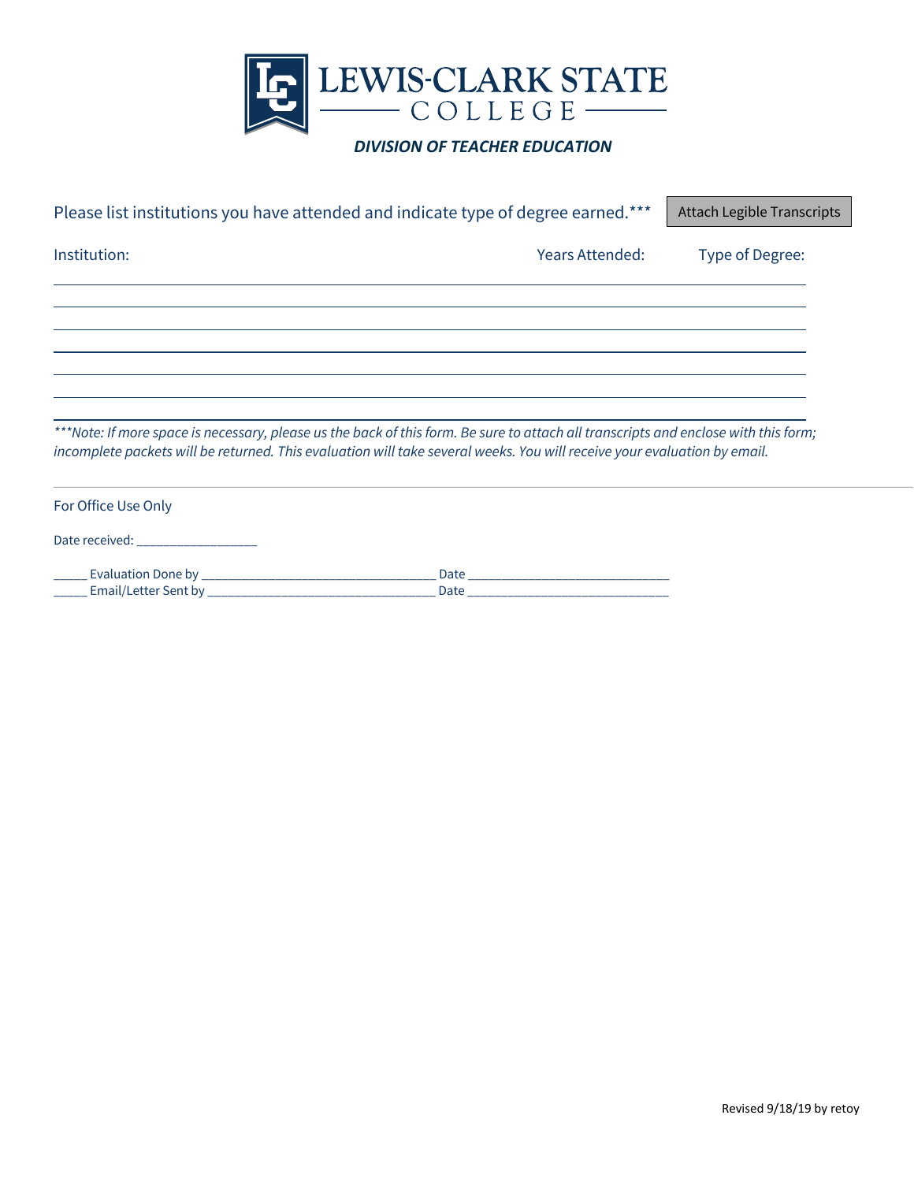# LEWIS-CLARK STATE COLLEGE

***DIVISION OF TEACHER EDUCATION***

Please list institutions you have attended and indicate type of degree earned.*** 

Attach Legible Transcripts

| Institution: | Years Attended: | Type of Degree: |
| --- | --- | --- |
| | | |
| | | |
| | | |
| | | |
| | | |
| | | |

****Note: If more space is necessary, please us the back of this form. Be sure to attach all transcripts and enclose with this form; incomplete packets will be returned. This evaluation will take several weeks. You will receive your evaluation by email.*

---

For Office Use Only

Date received: ________________

_____ Evaluation Done by ______________________________ Date ___________________________
_____ Email/Letter Sent by ______________________________ Date ___________________________

Revised 9/18/19 by retoy